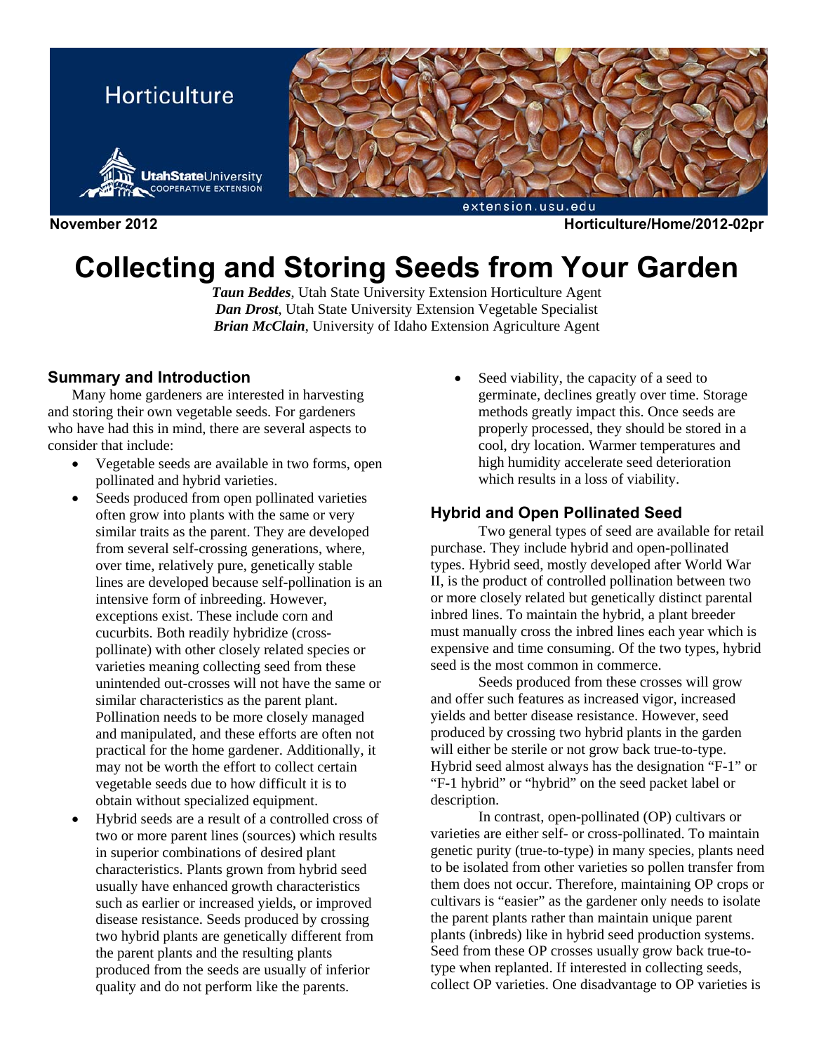Horticulture

Utah State University COOPERATIVE EXTENSION

extension.usu.edu

**November 2012** **Horticulture/Home/2012-02pr**

# Collecting and Storing Seeds from Your Garden

***Taun Beddes***, Utah State University Extension Horticulture Agent
***Dan Drost***, Utah State University Extension Vegetable Specialist
***Brian McClain***, University of Idaho Extension Agriculture Agent

## Summary and Introduction

Many home gardeners are interested in harvesting and storing their own vegetable seeds. For gardeners who have had this in mind, there are several aspects to consider that include:

- Vegetable seeds are available in two forms, open pollinated and hybrid varieties.
- Seeds produced from open pollinated varieties often grow into plants with the same or very similar traits as the parent. They are developed from several self-crossing generations, where, over time, relatively pure, genetically stable lines are developed because self-pollination is an intensive form of inbreeding. However, exceptions exist. These include corn and cucurbits. Both readily hybridize (cross-pollinate) with other closely related species or varieties meaning collecting seed from these unintended out-crosses will not have the same or similar characteristics as the parent plant. Pollination needs to be more closely managed and manipulated, and these efforts are often not practical for the home gardener. Additionally, it may not be worth the effort to collect certain vegetable seeds due to how difficult it is to obtain without specialized equipment.
- Hybrid seeds are a result of a controlled cross of two or more parent lines (sources) which results in superior combinations of desired plant characteristics. Plants grown from hybrid seed usually have enhanced growth characteristics such as earlier or increased yields, or improved disease resistance. Seeds produced by crossing two hybrid plants are genetically different from the parent plants and the resulting plants produced from the seeds are usually of inferior quality and do not perform like the parents.
- Seed viability, the capacity of a seed to germinate, declines greatly over time. Storage methods greatly impact this. Once seeds are properly processed, they should be stored in a cool, dry location. Warmer temperatures and high humidity accelerate seed deterioration which results in a loss of viability.

## Hybrid and Open Pollinated Seed

Two general types of seed are available for retail purchase. They include hybrid and open-pollinated types. Hybrid seed, mostly developed after World War II, is the product of controlled pollination between two or more closely related but genetically distinct parental inbred lines. To maintain the hybrid, a plant breeder must manually cross the inbred lines each year which is expensive and time consuming. Of the two types, hybrid seed is the most common in commerce.

Seeds produced from these crosses will grow and offer such features as increased vigor, increased yields and better disease resistance. However, seed produced by crossing two hybrid plants in the garden will either be sterile or not grow back true-to-type. Hybrid seed almost always has the designation "F-1" or "F-1 hybrid" or "hybrid" on the seed packet label or description.

In contrast, open-pollinated (OP) cultivars or varieties are either self- or cross-pollinated. To maintain genetic purity (true-to-type) in many species, plants need to be isolated from other varieties so pollen transfer from them does not occur. Therefore, maintaining OP crops or cultivars is "easier" as the gardener only needs to isolate the parent plants rather than maintain unique parent plants (inbreds) like in hybrid seed production systems. Seed from these OP crosses usually grow back true-to-type when replanted. If interested in collecting seeds, collect OP varieties. One disadvantage to OP varieties is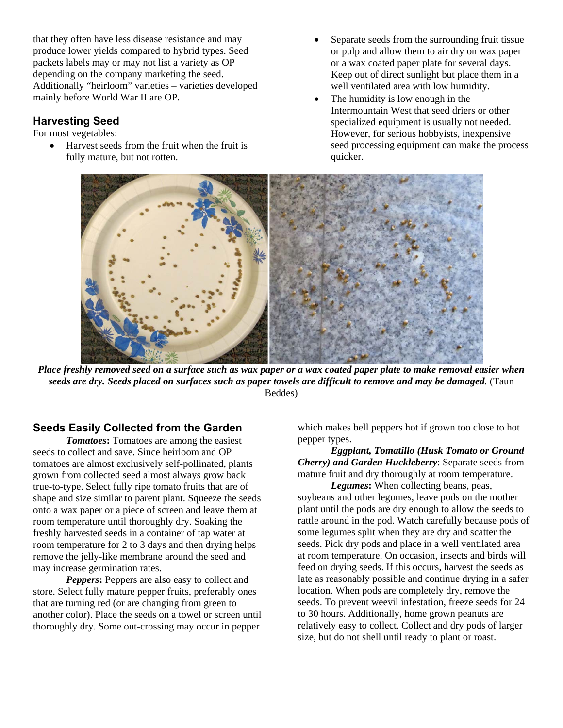that they often have less disease resistance and may produce lower yields compared to hybrid types. Seed packets labels may or may not list a variety as OP depending on the company marketing the seed. Additionally "heirloom" varieties – varieties developed mainly before World War II are OP.

## Harvesting Seed

For most vegetables:

- Harvest seeds from the fruit when the fruit is fully mature, but not rotten.
- Separate seeds from the surrounding fruit tissue or pulp and allow them to air dry on wax paper or a wax coated paper plate for several days. Keep out of direct sunlight but place them in a well ventilated area with low humidity.
- The humidity is low enough in the Intermountain West that seed driers or other specialized equipment is usually not needed. However, for serious hobbyists, inexpensive seed processing equipment can make the process quicker.

***Place freshly removed seed on a surface such as wax paper or a wax coated paper plate to make removal easier when seeds are dry. Seeds placed on surfaces such as paper towels are difficult to remove and may be damaged.*** (Taun Beddes)

## Seeds Easily Collected from the Garden

***Tomatoes*:** Tomatoes are among the easiest seeds to collect and save. Since heirloom and OP tomatoes are almost exclusively self-pollinated, plants grown from collected seed almost always grow back true-to-type. Select fully ripe tomato fruits that are of shape and size similar to parent plant. Squeeze the seeds onto a wax paper or a piece of screen and leave them at room temperature until thoroughly dry. Soaking the freshly harvested seeds in a container of tap water at room temperature for 2 to 3 days and then drying helps remove the jelly-like membrane around the seed and may increase germination rates.

***Peppers*:** Peppers are also easy to collect and store. Select fully mature pepper fruits, preferably ones that are turning red (or are changing from green to another color). Place the seeds on a towel or screen until thoroughly dry. Some out-crossing may occur in pepper which makes bell peppers hot if grown too close to hot pepper types.

***Eggplant, Tomatillo (Husk Tomato or Ground Cherry) and Garden Huckleberry*:** Separate seeds from mature fruit and dry thoroughly at room temperature.

***Legumes*:** When collecting beans, peas, soybeans and other legumes, leave pods on the mother plant until the pods are dry enough to allow the seeds to rattle around in the pod. Watch carefully because pods of some legumes split when they are dry and scatter the seeds. Pick dry pods and place in a well ventilated area at room temperature. On occasion, insects and birds will feed on drying seeds. If this occurs, harvest the seeds as late as reasonably possible and continue drying in a safer location. When pods are completely dry, remove the seeds. To prevent weevil infestation, freeze seeds for 24 to 30 hours. Additionally, home grown peanuts are relatively easy to collect. Collect and dry pods of larger size, but do not shell until ready to plant or roast.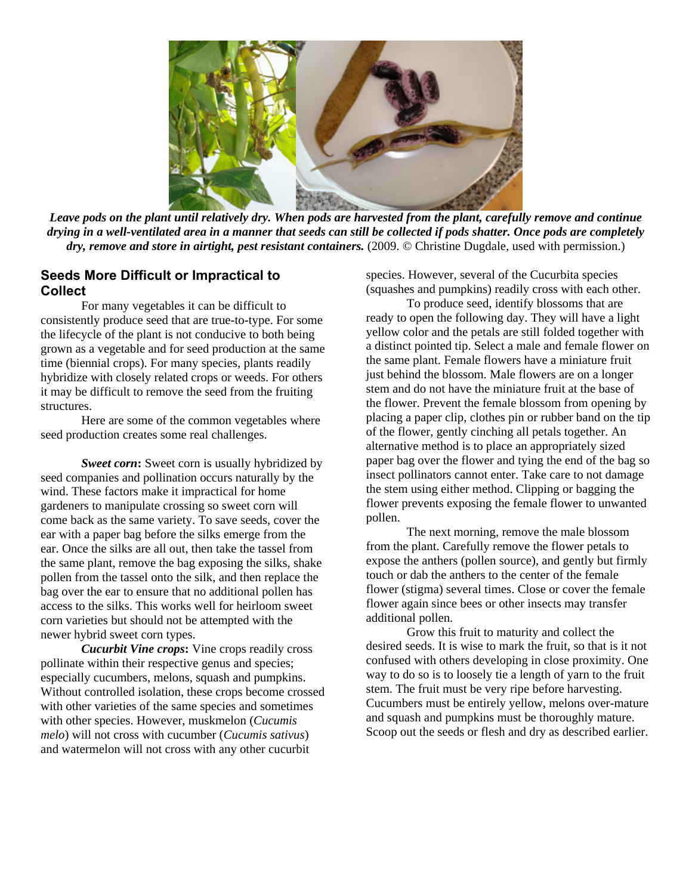*Leave pods on the plant until relatively dry. When pods are harvested from the plant, carefully remove and continue drying in a well-ventilated area in a manner that seeds can still be collected if pods shatter. Once pods are completely dry, remove and store in airtight, pest resistant containers.* (2009. © Christine Dugdale, used with permission.)

## Seeds More Difficult or Impractical to Collect

For many vegetables it can be difficult to consistently produce seed that are true-to-type. For some the lifecycle of the plant is not conducive to both being grown as a vegetable and for seed production at the same time (biennial crops). For many species, plants readily hybridize with closely related crops or weeds. For others it may be difficult to remove the seed from the fruiting structures.

Here are some of the common vegetables where seed production creates some real challenges.

***Sweet corn*:** Sweet corn is usually hybridized by seed companies and pollination occurs naturally by the wind. These factors make it impractical for home gardeners to manipulate crossing so sweet corn will come back as the same variety. To save seeds, cover the ear with a paper bag before the silks emerge from the ear. Once the silks are all out, then take the tassel from the same plant, remove the bag exposing the silks, shake pollen from the tassel onto the silk, and then replace the bag over the ear to ensure that no additional pollen has access to the silks. This works well for heirloom sweet corn varieties but should not be attempted with the newer hybrid sweet corn types.

***Cucurbit Vine crops*:** Vine crops readily cross pollinate within their respective genus and species; especially cucumbers, melons, squash and pumpkins. Without controlled isolation, these crops become crossed with other varieties of the same species and sometimes with other species. However, muskmelon (*Cucumis melo*) will not cross with cucumber (*Cucumis sativus*) and watermelon will not cross with any other cucurbit species. However, several of the Cucurbita species (squashes and pumpkins) readily cross with each other.

To produce seed, identify blossoms that are ready to open the following day. They will have a light yellow color and the petals are still folded together with a distinct pointed tip. Select a male and female flower on the same plant. Female flowers have a miniature fruit just behind the blossom. Male flowers are on a longer stem and do not have the miniature fruit at the base of the flower. Prevent the female blossom from opening by placing a paper clip, clothes pin or rubber band on the tip of the flower, gently cinching all petals together. An alternative method is to place an appropriately sized paper bag over the flower and tying the end of the bag so insect pollinators cannot enter. Take care to not damage the stem using either method. Clipping or bagging the flower prevents exposing the female flower to unwanted pollen.

The next morning, remove the male blossom from the plant. Carefully remove the flower petals to expose the anthers (pollen source), and gently but firmly touch or dab the anthers to the center of the female flower (stigma) several times. Close or cover the female flower again since bees or other insects may transfer additional pollen.

Grow this fruit to maturity and collect the desired seeds. It is wise to mark the fruit, so that is it not confused with others developing in close proximity. One way to do so is to loosely tie a length of yarn to the fruit stem. The fruit must be very ripe before harvesting. Cucumbers must be entirely yellow, melons over-mature and squash and pumpkins must be thoroughly mature. Scoop out the seeds or flesh and dry as described earlier.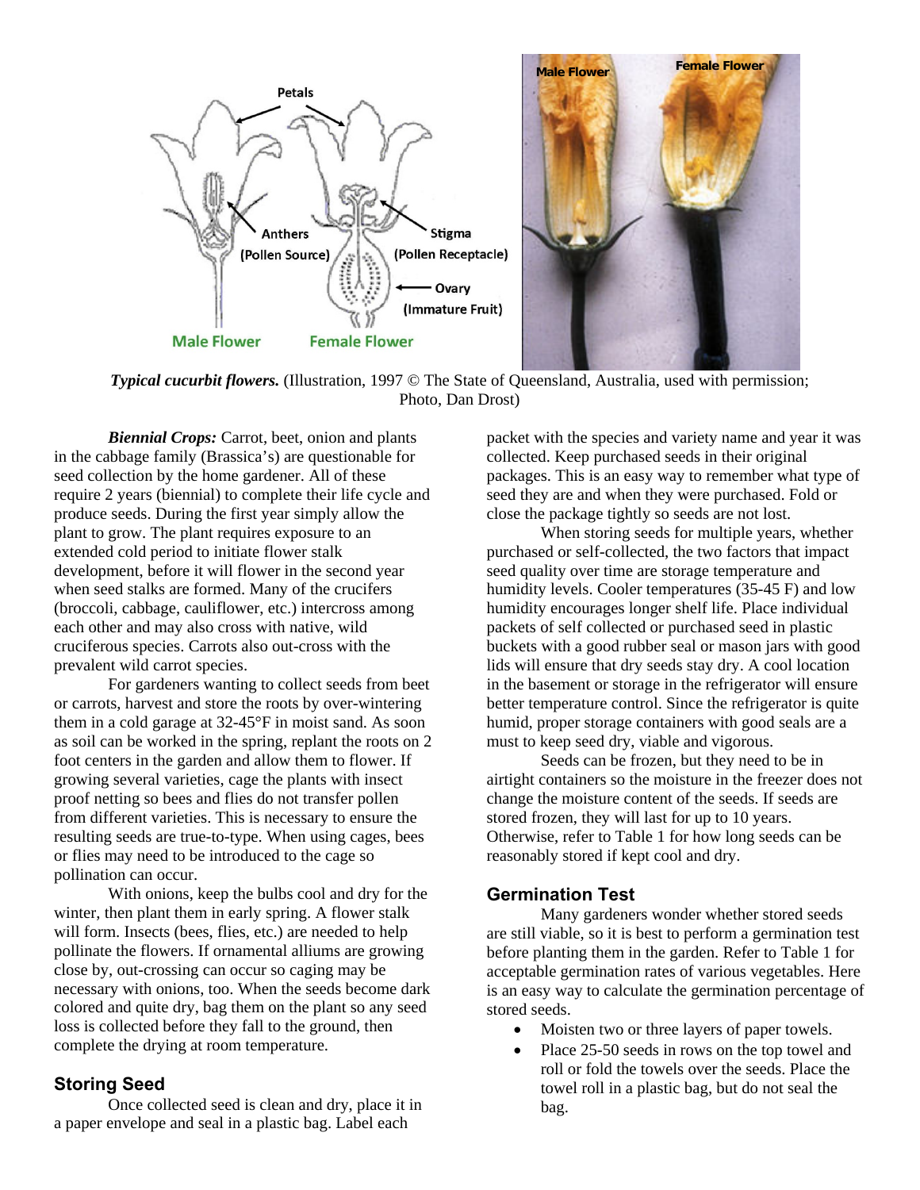*Typical cucurbit flowers.* (Illustration, 1997 © The State of Queensland, Australia, used with permission; Photo, Dan Drost)

***Biennial Crops:*** Carrot, beet, onion and plants in the cabbage family (Brassica's) are questionable for seed collection by the home gardener. All of these require 2 years (biennial) to complete their life cycle and produce seeds. During the first year simply allow the plant to grow. The plant requires exposure to an extended cold period to initiate flower stalk development, before it will flower in the second year when seed stalks are formed. Many of the crucifers (broccoli, cabbage, cauliflower, etc.) intercross among each other and may also cross with native, wild cruciferous species. Carrots also out-cross with the prevalent wild carrot species.

For gardeners wanting to collect seeds from beet or carrots, harvest and store the roots by over-wintering them in a cold garage at 32-45°F in moist sand. As soon as soil can be worked in the spring, replant the roots on 2 foot centers in the garden and allow them to flower. If growing several varieties, cage the plants with insect proof netting so bees and flies do not transfer pollen from different varieties. This is necessary to ensure the resulting seeds are true-to-type. When using cages, bees or flies may need to be introduced to the cage so pollination can occur.

With onions, keep the bulbs cool and dry for the winter, then plant them in early spring. A flower stalk will form. Insects (bees, flies, etc.) are needed to help pollinate the flowers. If ornamental alliums are growing close by, out-crossing can occur so caging may be necessary with onions, too. When the seeds become dark colored and quite dry, bag them on the plant so any seed loss is collected before they fall to the ground, then complete the drying at room temperature.

## Storing Seed

Once collected seed is clean and dry, place it in a paper envelope and seal in a plastic bag. Label each packet with the species and variety name and year it was collected. Keep purchased seeds in their original packages. This is an easy way to remember what type of seed they are and when they were purchased. Fold or close the package tightly so seeds are not lost.

When storing seeds for multiple years, whether purchased or self-collected, the two factors that impact seed quality over time are storage temperature and humidity levels. Cooler temperatures (35-45 F) and low humidity encourages longer shelf life. Place individual packets of self collected or purchased seed in plastic buckets with a good rubber seal or mason jars with good lids will ensure that dry seeds stay dry. A cool location in the basement or storage in the refrigerator will ensure better temperature control. Since the refrigerator is quite humid, proper storage containers with good seals are a must to keep seed dry, viable and vigorous.

Seeds can be frozen, but they need to be in airtight containers so the moisture in the freezer does not change the moisture content of the seeds. If seeds are stored frozen, they will last for up to 10 years. Otherwise, refer to Table 1 for how long seeds can be reasonably stored if kept cool and dry.

## Germination Test

Many gardeners wonder whether stored seeds are still viable, so it is best to perform a germination test before planting them in the garden. Refer to Table 1 for acceptable germination rates of various vegetables. Here is an easy way to calculate the germination percentage of stored seeds.

- Moisten two or three layers of paper towels.
- Place 25-50 seeds in rows on the top towel and roll or fold the towels over the seeds. Place the towel roll in a plastic bag, but do not seal the bag.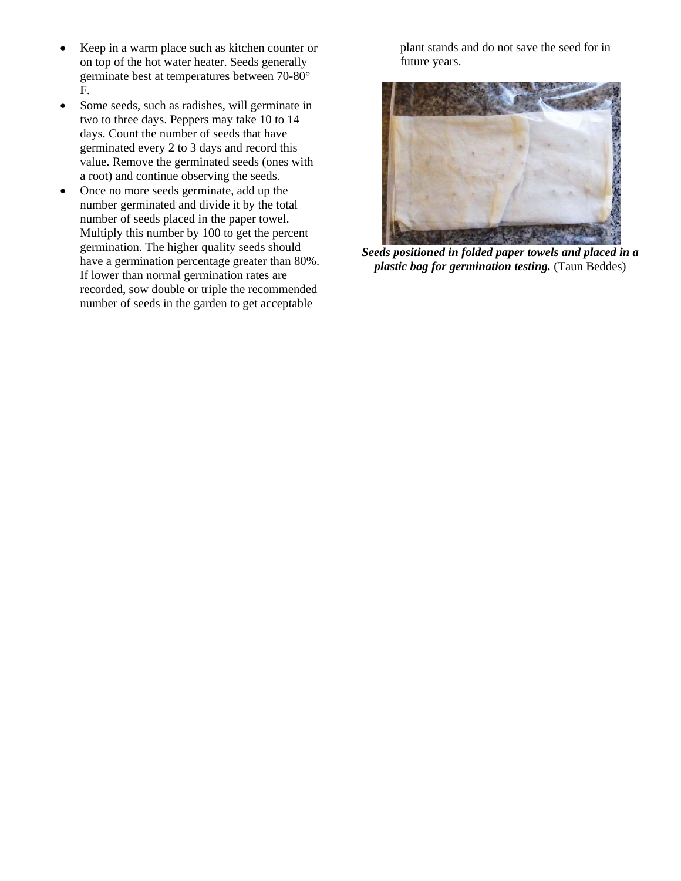- Keep in a warm place such as kitchen counter or on top of the hot water heater. Seeds generally germinate best at temperatures between 70-80° F.
- Some seeds, such as radishes, will germinate in two to three days. Peppers may take 10 to 14 days. Count the number of seeds that have germinated every 2 to 3 days and record this value. Remove the germinated seeds (ones with a root) and continue observing the seeds.
- Once no more seeds germinate, add up the number germinated and divide it by the total number of seeds placed in the paper towel. Multiply this number by 100 to get the percent germination. The higher quality seeds should have a germination percentage greater than 80%. If lower than normal germination rates are recorded, sow double or triple the recommended number of seeds in the garden to get acceptable plant stands and do not save the seed for in future years.

***Seeds positioned in folded paper towels and placed in a plastic bag for germination testing.*** (Taun Beddes)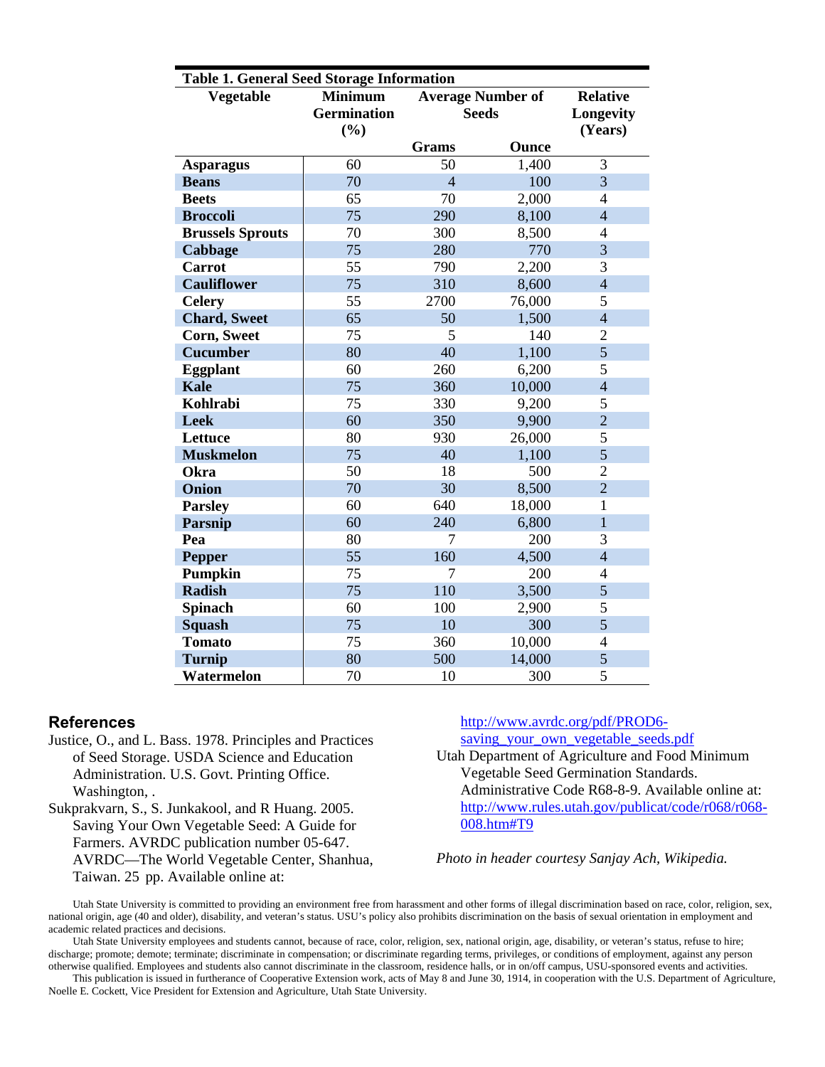**Table 1. General Seed Storage Information**

| Vegetable | Minimum Germination (%) | Average Number of Seeds | | Relative Longevity (Years) |
|---|---|---|---|---|
| | | Grams | Ounce | |
| **Asparagus** | 60 | 50 | 1,400 | 3 |
| **Beans** | 70 | 4 | 100 | 3 |
| **Beets** | 65 | 70 | 2,000 | 4 |
| **Broccoli** | 75 | 290 | 8,100 | 4 |
| **Brussels Sprouts** | 70 | 300 | 8,500 | 4 |
| **Cabbage** | 75 | 280 | 770 | 3 |
| **Carrot** | 55 | 790 | 2,200 | 3 |
| **Cauliflower** | 75 | 310 | 8,600 | 4 |
| **Celery** | 55 | 2700 | 76,000 | 5 |
| **Chard, Sweet** | 65 | 50 | 1,500 | 4 |
| **Corn, Sweet** | 75 | 5 | 140 | 2 |
| **Cucumber** | 80 | 40 | 1,100 | 5 |
| **Eggplant** | 60 | 260 | 6,200 | 5 |
| **Kale** | 75 | 360 | 10,000 | 4 |
| **Kohlrabi** | 75 | 330 | 9,200 | 5 |
| **Leek** | 60 | 350 | 9,900 | 2 |
| **Lettuce** | 80 | 930 | 26,000 | 5 |
| **Muskmelon** | 75 | 40 | 1,100 | 5 |
| **Okra** | 50 | 18 | 500 | 2 |
| **Onion** | 70 | 30 | 8,500 | 2 |
| **Parsley** | 60 | 640 | 18,000 | 1 |
| **Parsnip** | 60 | 240 | 6,800 | 1 |
| **Pea** | 80 | 7 | 200 | 3 |
| **Pepper** | 55 | 160 | 4,500 | 4 |
| **Pumpkin** | 75 | 7 | 200 | 4 |
| **Radish** | 75 | 110 | 3,500 | 5 |
| **Spinach** | 60 | 100 | 2,900 | 5 |
| **Squash** | 75 | 10 | 300 | 5 |
| **Tomato** | 75 | 360 | 10,000 | 4 |
| **Turnip** | 80 | 500 | 14,000 | 5 |
| **Watermelon** | 70 | 10 | 300 | 5 |

## References

Justice, O., and L. Bass. 1978. Principles and Practices of Seed Storage. USDA Science and Education Administration. U.S. Govt. Printing Office. Washington, .

Sukprakvarn, S., S. Junkakool, and R Huang. 2005. Saving Your Own Vegetable Seed: A Guide for Farmers. AVRDC publication number 05-647. AVRDC—The World Vegetable Center, Shanhua, Taiwan. 25 pp. Available online at: http://www.avrdc.org/pdf/PROD6-saving_your_own_vegetable_seeds.pdf

Utah Department of Agriculture and Food Minimum Vegetable Seed Germination Standards. Administrative Code R68-8-9. Available online at: http://www.rules.utah.gov/publicat/code/r068/r068-008.htm#T9

*Photo in header courtesy Sanjay Ach, Wikipedia.*

Utah State University is committed to providing an environment free from harassment and other forms of illegal discrimination based on race, color, religion, sex, national origin, age (40 and older), disability, and veteran's status. USU's policy also prohibits discrimination on the basis of sexual orientation in employment and academic related practices and decisions.

Utah State University employees and students cannot, because of race, color, religion, sex, national origin, age, disability, or veteran's status, refuse to hire; discharge; promote; demote; terminate; discriminate in compensation; or discriminate regarding terms, privileges, or conditions of employment, against any person otherwise qualified. Employees and students also cannot discriminate in the classroom, residence halls, or in on/off campus, USU-sponsored events and activities.

This publication is issued in furtherance of Cooperative Extension work, acts of May 8 and June 30, 1914, in cooperation with the U.S. Department of Agriculture, Noelle E. Cockett, Vice President for Extension and Agriculture, Utah State University.